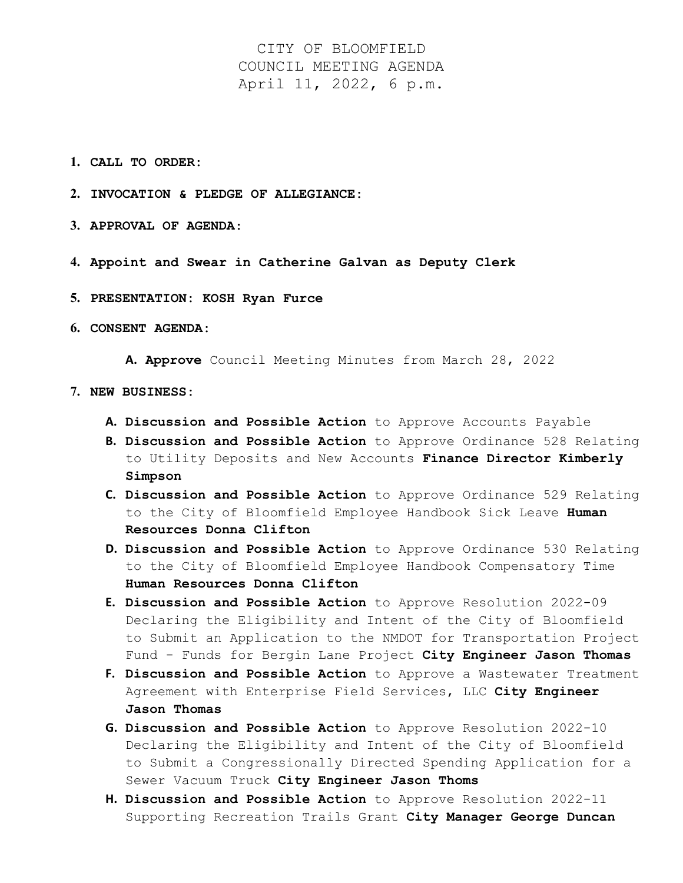# CITY OF BLOOMFIELD
## COUNCIL MEETING AGENDA
### April 11, 2022, 6 p.m.

1. **CALL TO ORDER:**

2. **INVOCATION & PLEDGE OF ALLEGIANCE:**

3. **APPROVAL OF AGENDA:**

4. **Appoint and Swear in Catherine Galvan as Deputy Clerk**

5. **PRESENTATION: KOSH Ryan Furce**

6. **CONSENT AGENDA:**

   A. **Approve** Council Meeting Minutes from March 28, 2022

7. **NEW BUSINESS:**

   A. **Discussion and Possible Action** to Approve Accounts Payable
   
   B. **Discussion and Possible Action** to Approve Ordinance 528 Relating to Utility Deposits and New Accounts **Finance Director Kimberly Simpson**
   
   C. **Discussion and Possible Action** to Approve Ordinance 529 Relating to the City of Bloomfield Employee Handbook Sick Leave **Human Resources Donna Clifton**
   
   D. **Discussion and Possible Action** to Approve Ordinance 530 Relating to the City of Bloomfield Employee Handbook Compensatory Time **Human Resources Donna Clifton**
   
   E. **Discussion and Possible Action** to Approve Resolution 2022-09 Declaring the Eligibility and Intent of the City of Bloomfield to Submit an Application to the NMDOT for Transportation Project Fund - Funds for Bergin Lane Project **City Engineer Jason Thomas**
   
   F. **Discussion and Possible Action** to Approve a Wastewater Treatment Agreement with Enterprise Field Services, LLC **City Engineer Jason Thomas**
   
   G. **Discussion and Possible Action** to Approve Resolution 2022-10 Declaring the Eligibility and Intent of the City of Bloomfield to Submit a Congressionally Directed Spending Application for a Sewer Vacuum Truck **City Engineer Jason Thoms**
   
   H. **Discussion and Possible Action** to Approve Resolution 2022-11 Supporting Recreation Trails Grant **City Manager George Duncan**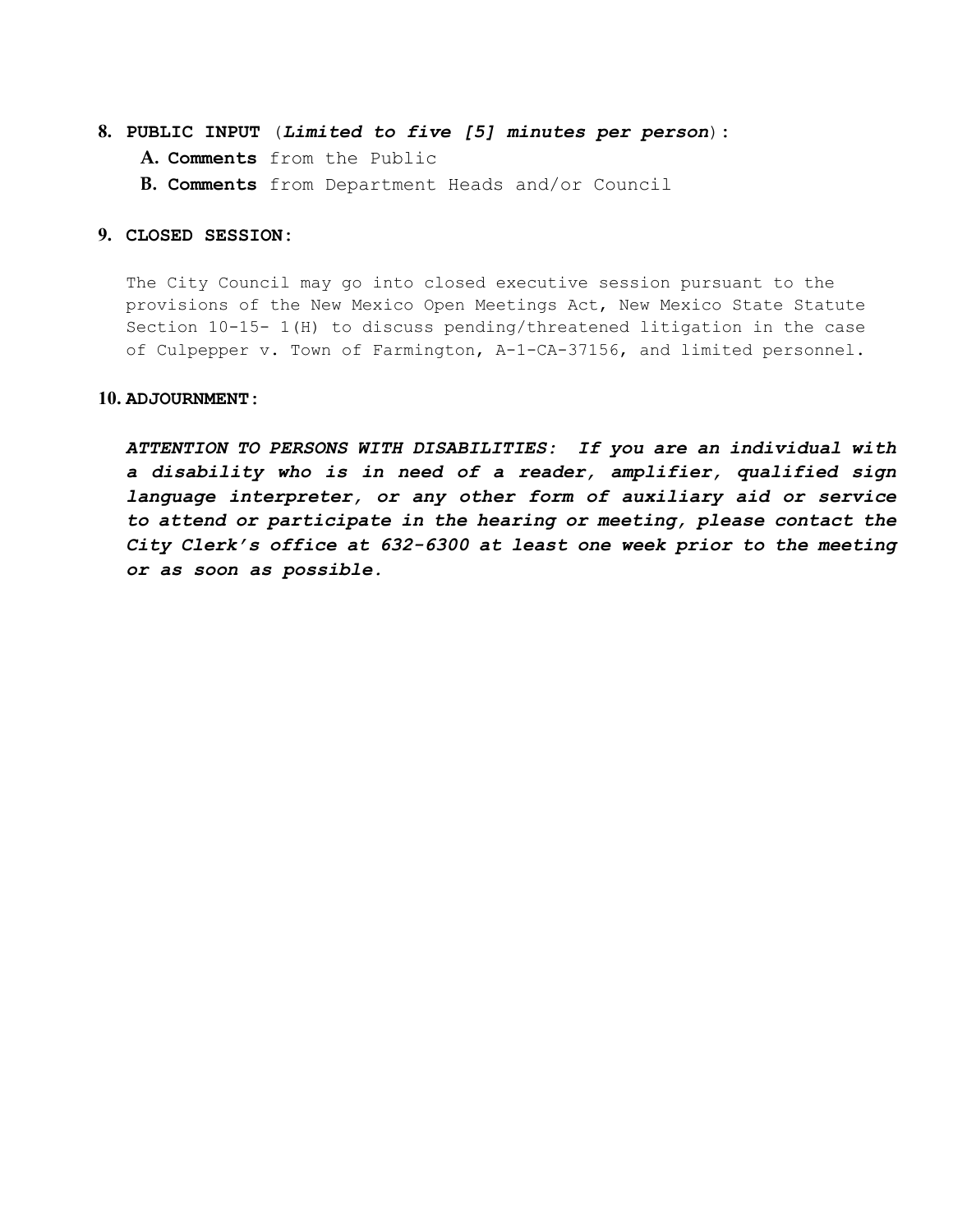8. **PUBLIC INPUT** (***Limited to five [5] minutes per person***):
   - A. **Comments** from the Public
   - B. **Comments** from Department Heads and/or Council

9. **CLOSED SESSION:**

   The City Council may go into closed executive session pursuant to the provisions of the New Mexico Open Meetings Act, New Mexico State Statute Section 10-15- 1(H) to discuss pending/threatened litigation in the case of Culpepper v. Town of Farmington, A-1-CA-37156, and limited personnel.

10. **ADJOURNMENT:**

   ***ATTENTION TO PERSONS WITH DISABILITIES: If you are an individual with a disability who is in need of a reader, amplifier, qualified sign language interpreter, or any other form of auxiliary aid or service to attend or participate in the hearing or meeting, please contact the City Clerk's office at 632-6300 at least one week prior to the meeting or as soon as possible.***